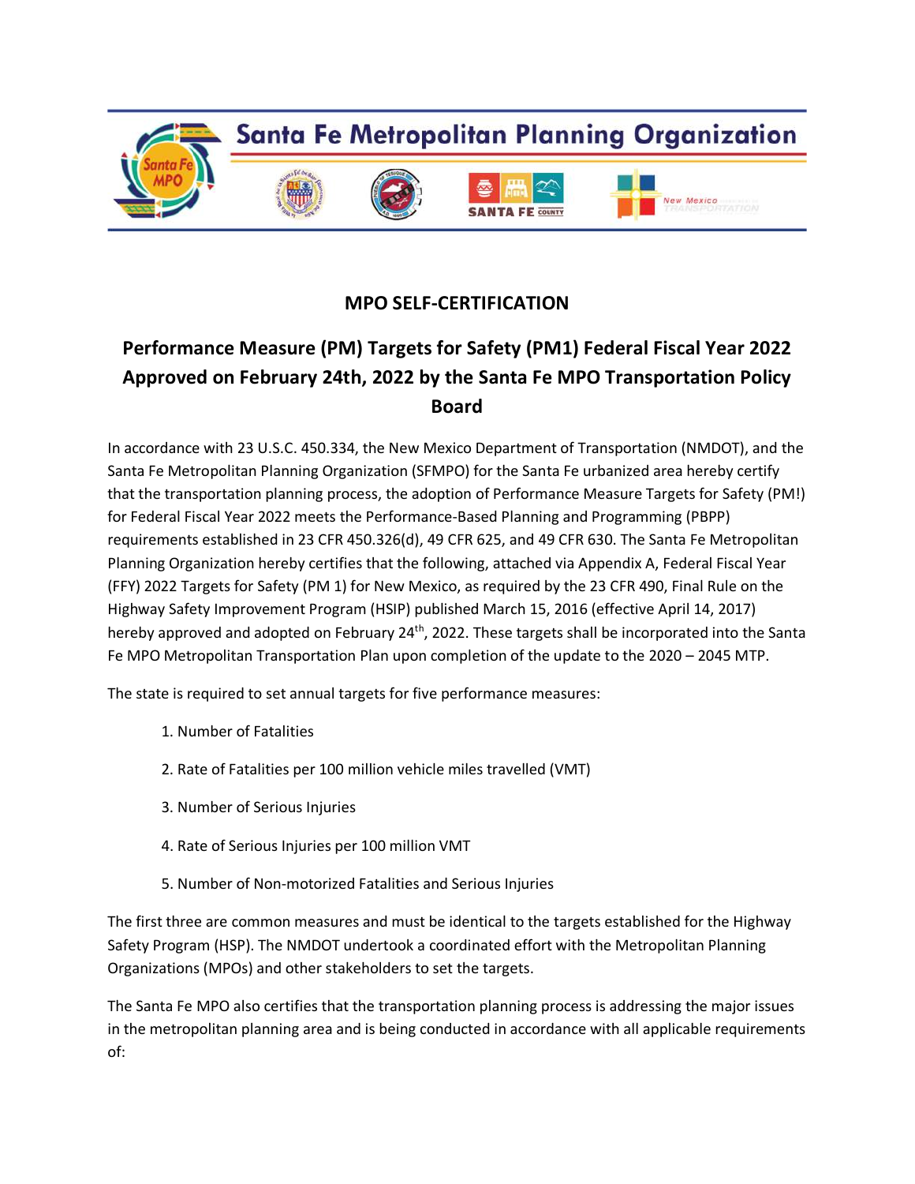# Santa Fe Metropolitan Planning Organization

## MPO SELF-CERTIFICATION

## Performance Measure (PM) Targets for Safety (PM1) Federal Fiscal Year 2022 Approved on February 24th, 2022 by the Santa Fe MPO Transportation Policy Board

In accordance with 23 U.S.C. 450.334, the New Mexico Department of Transportation (NMDOT), and the Santa Fe Metropolitan Planning Organization (SFMPO) for the Santa Fe urbanized area hereby certify that the transportation planning process, the adoption of Performance Measure Targets for Safety (PM!) for Federal Fiscal Year 2022 meets the Performance-Based Planning and Programming (PBPP) requirements established in 23 CFR 450.326(d), 49 CFR 625, and 49 CFR 630. The Santa Fe Metropolitan Planning Organization hereby certifies that the following, attached via Appendix A, Federal Fiscal Year (FFY) 2022 Targets for Safety (PM 1) for New Mexico, as required by the 23 CFR 490, Final Rule on the Highway Safety Improvement Program (HSIP) published March 15, 2016 (effective April 14, 2017) hereby approved and adopted on February 24th, 2022. These targets shall be incorporated into the Santa Fe MPO Metropolitan Transportation Plan upon completion of the update to the 2020 – 2045 MTP.

The state is required to set annual targets for five performance measures:

1. Number of Fatalities
2. Rate of Fatalities per 100 million vehicle miles travelled (VMT)
3. Number of Serious Injuries
4. Rate of Serious Injuries per 100 million VMT
5. Number of Non-motorized Fatalities and Serious Injuries

The first three are common measures and must be identical to the targets established for the Highway Safety Program (HSP). The NMDOT undertook a coordinated effort with the Metropolitan Planning Organizations (MPOs) and other stakeholders to set the targets.

The Santa Fe MPO also certifies that the transportation planning process is addressing the major issues in the metropolitan planning area and is being conducted in accordance with all applicable requirements of: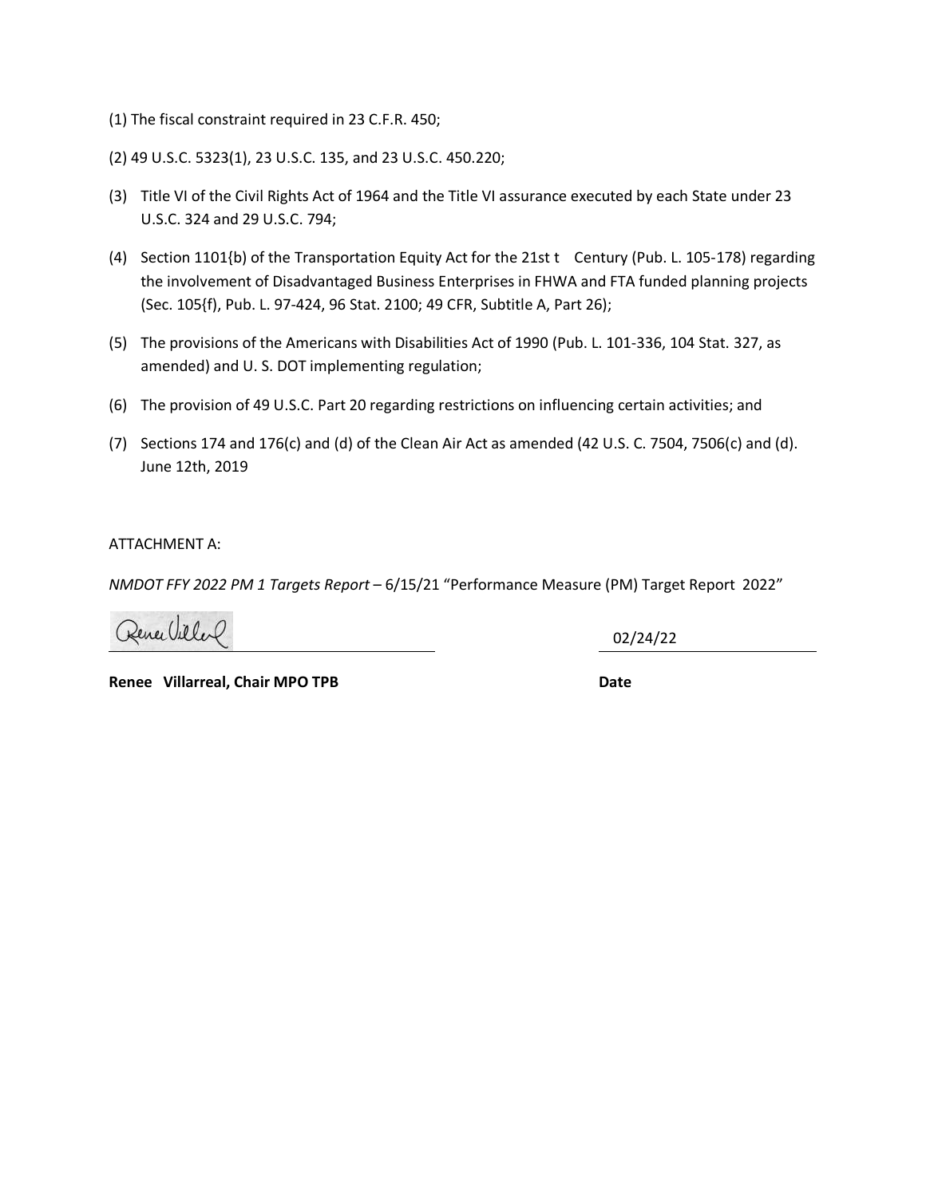(1) The fiscal constraint required in 23 C.F.R. 450;

(2) 49 U.S.C. 5323(1), 23 U.S.C. 135, and 23 U.S.C. 450.220;

(3) Title VI of the Civil Rights Act of 1964 and the Title VI assurance executed by each State under 23 U.S.C. 324 and 29 U.S.C. 794;

(4) Section 1101{b) of the Transportation Equity Act for the 21st t Century (Pub. L. 105-178) regarding the involvement of Disadvantaged Business Enterprises in FHWA and FTA funded planning projects (Sec. 105{f), Pub. L. 97-424, 96 Stat. 2100; 49 CFR, Subtitle A, Part 26);

(5) The provisions of the Americans with Disabilities Act of 1990 (Pub. L. 101-336, 104 Stat. 327, as amended) and U. S. DOT implementing regulation;

(6) The provision of 49 U.S.C. Part 20 regarding restrictions on influencing certain activities; and

(7) Sections 174 and 176(c) and (d) of the Clean Air Act as amended (42 U.S. C. 7504, 7506(c) and (d). June 12th, 2019

ATTACHMENT A:

*NMDOT FFY 2022 PM 1 Targets Report* – 6/15/21 "Performance Measure (PM) Target Report 2022"

Renee Villarreal (signature) | 02/24/22

**Renee Villarreal, Chair MPO TPB** | **Date**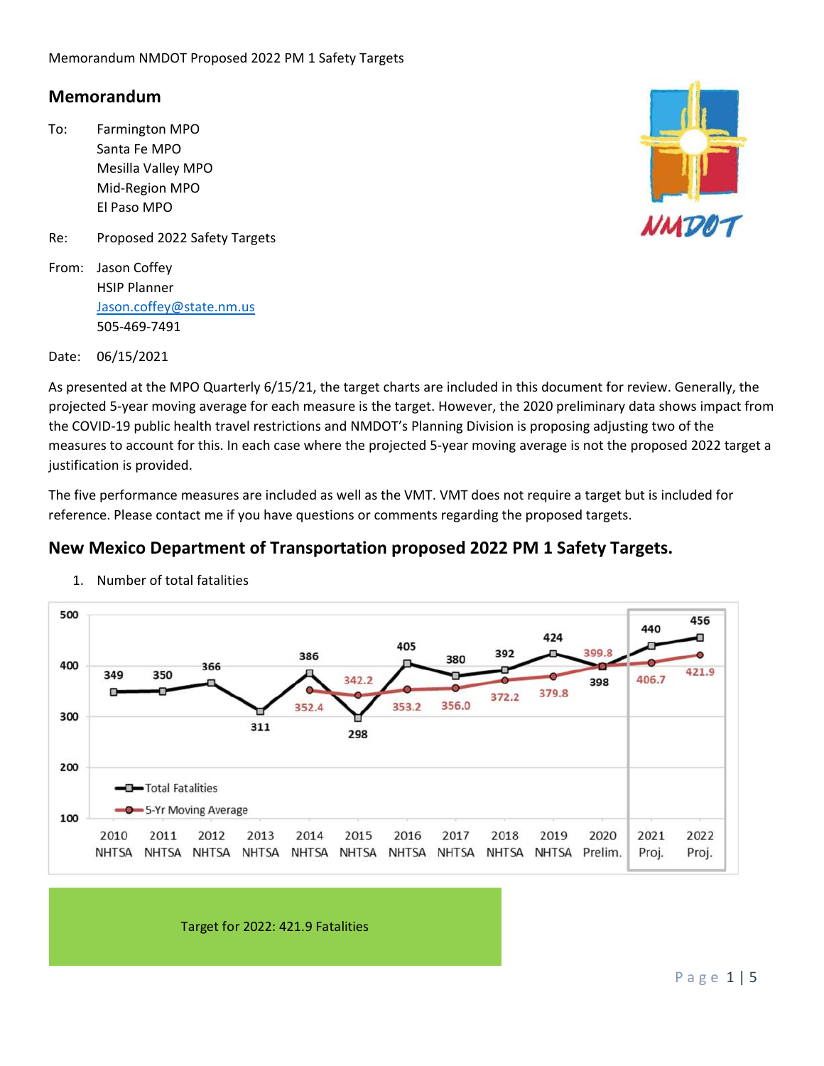Memorandum NMDOT Proposed 2022 PM 1 Safety Targets

## Memorandum

To: Farmington MPO
Santa Fe MPO
Mesilla Valley MPO
Mid-Region MPO
El Paso MPO

Re: Proposed 2022 Safety Targets

From: Jason Coffey
HSIP Planner
Jason.coffey@state.nm.us
505-469-7491

Date: 06/15/2021

As presented at the MPO Quarterly 6/15/21, the target charts are included in this document for review. Generally, the projected 5-year moving average for each measure is the target. However, the 2020 preliminary data shows impact from the COVID-19 public health travel restrictions and NMDOT's Planning Division is proposing adjusting two of the measures to account for this. In each case where the projected 5-year moving average is not the proposed 2022 target a justification is provided.

The five performance measures are included as well as the VMT. VMT does not require a target but is included for reference. Please contact me if you have questions or comments regarding the proposed targets.

## New Mexico Department of Transportation proposed 2022 PM 1 Safety Targets.

1. Number of total fatalities

| Year | Total Fatalities | 5-Yr Moving Average |
|---|---|---|
| 2010 NHTSA | 349 | |
| 2011 NHTSA | 350 | |
| 2012 NHTSA | 366 | |
| 2013 NHTSA | 311 | |
| 2014 NHTSA | 386 | 352.4 |
| 2015 NHTSA | 298 | 342.2 |
| 2016 NHTSA | 405 | 353.2 |
| 2017 NHTSA | 380 | 356.0 |
| 2018 NHTSA | 392 | 372.2 |
| 2019 NHTSA | 424 | 379.8 |
| 2020 Prelim. | 398 | 399.8 |
| 2021 Proj. | 440 | 406.7 |
| 2022 Proj. | 456 | 421.9 |

Target for 2022: 421.9 Fatalities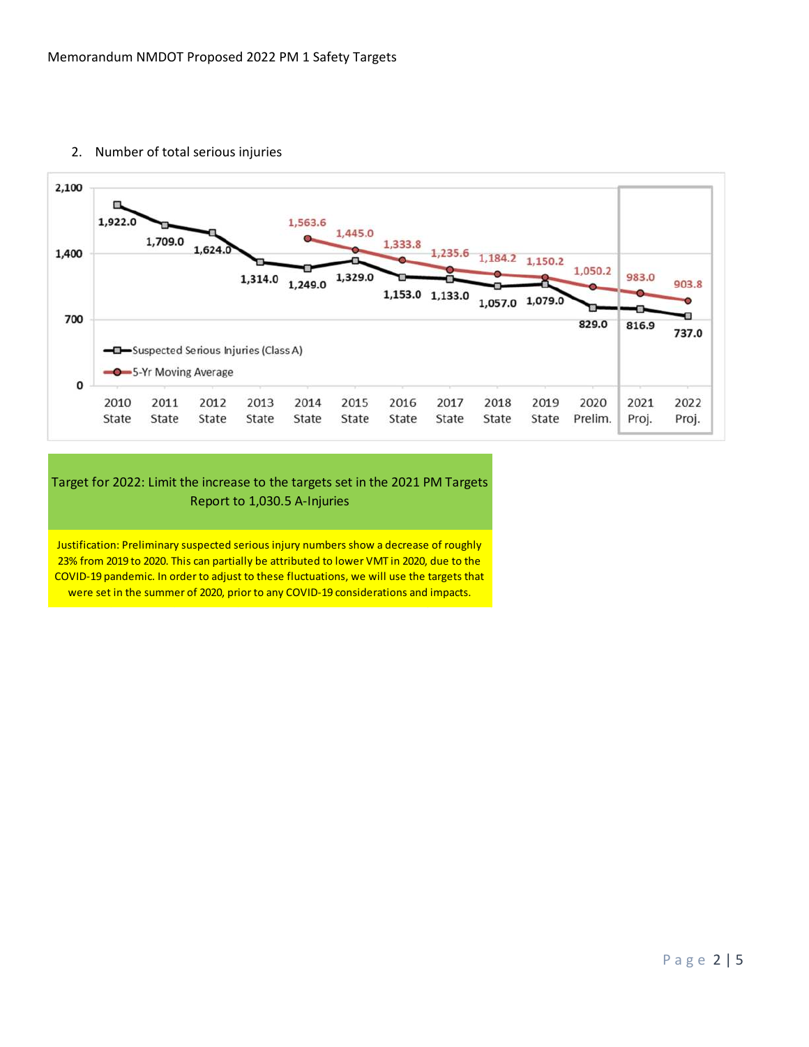2. Number of total serious injuries

| | 2010 State | 2011 State | 2012 State | 2013 State | 2014 State | 2015 State | 2016 State | 2017 State | 2018 State | 2019 State | 2020 Prelim. | 2021 Proj. | 2022 Proj. |
|---|---|---|---|---|---|---|---|---|---|---|---|---|---|
| Suspected Serious Injuries (Class A) | 1,922.0 | 1,709.0 | 1,624.0 | 1,314.0 | 1,249.0 | 1,329.0 | 1,153.0 | 1,133.0 | 1,057.0 | 1,079.0 | 829.0 | 816.9 | 737.0 |
| 5-Yr Moving Average | | | | | 1,563.6 | 1,445.0 | 1,333.8 | 1,235.6 | 1,184.2 | 1,150.2 | 1,050.2 | 983.0 | 903.8 |

Target for 2022: Limit the increase to the targets set in the 2021 PM Targets Report to 1,030.5 A-Injuries

Justification: Preliminary suspected serious injury numbers show a decrease of roughly 23% from 2019 to 2020. This can partially be attributed to lower VMT in 2020, due to the COVID-19 pandemic. In order to adjust to these fluctuations, we will use the targets that were set in the summer of 2020, prior to any COVID-19 considerations and impacts.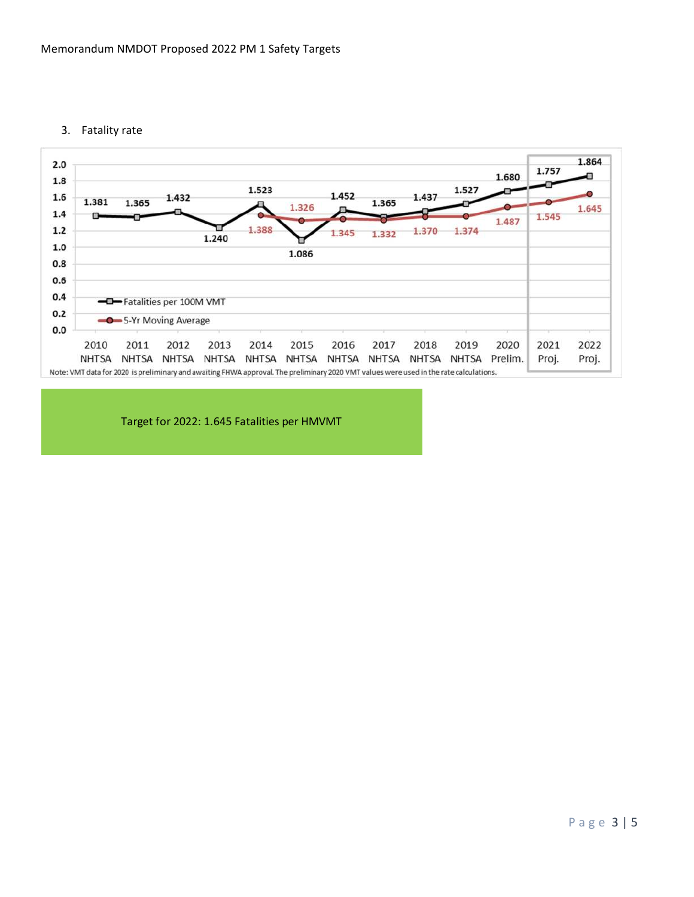3. Fatality rate

| Year | Fatalities per 100M VMT | 5-Yr Moving Average |
| --- | --- | --- |
| 2010 NHTSA | 1.381 | |
| 2011 NHTSA | 1.365 | |
| 2012 NHTSA | 1.432 | |
| 2013 NHTSA | 1.240 | |
| 2014 NHTSA | 1.523 | 1.388 |
| 2015 NHTSA | 1.086 | 1.326 |
| 2016 NHTSA | 1.452 | 1.345 |
| 2017 NHTSA | 1.365 | 1.332 |
| 2018 NHTSA | 1.437 | 1.370 |
| 2019 NHTSA | 1.527 | 1.374 |
| 2020 Prelim. | 1.680 | 1.487 |
| 2021 Proj. | 1.757 | 1.545 |
| 2022 Proj. | 1.864 | 1.645 |

Note: VMT data for 2020 is preliminary and awaiting FHWA approval. The preliminary 2020 VMT values were used in the rate calculations.

**Target for 2022: 1.645 Fatalities per HMVMT**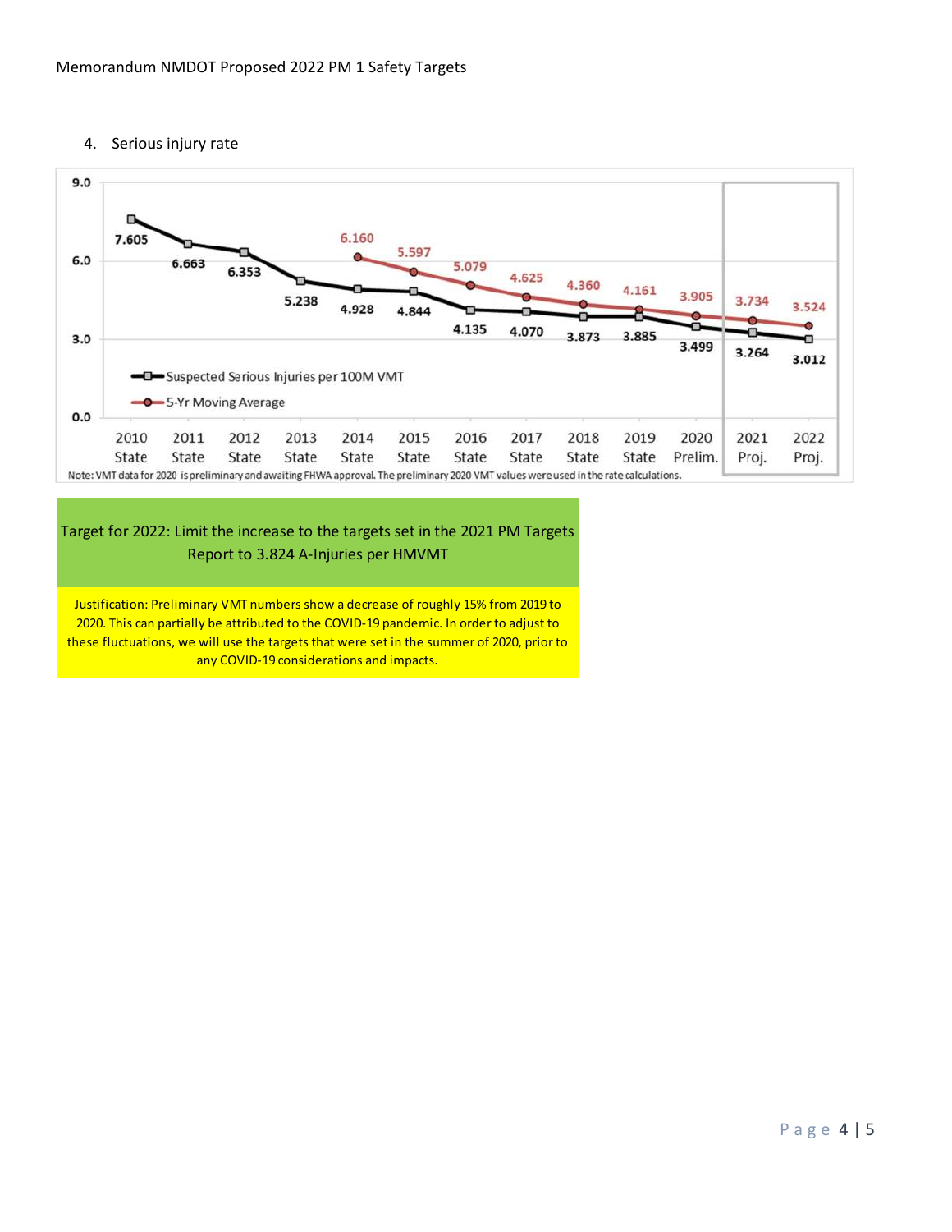4. Serious injury rate

| Year | Suspected Serious Injuries per 100M VMT | 5-Yr Moving Average |
|---|---|---|
| 2010 State | 7.605 | |
| 2011 State | 6.663 | |
| 2012 State | 6.353 | |
| 2013 State | 5.238 | |
| 2014 State | 4.928 | 6.160 |
| 2015 State | 4.844 | 5.597 |
| 2016 State | 4.135 | 5.079 |
| 2017 State | 4.070 | 4.625 |
| 2018 State | 3.873 | 4.360 |
| 2019 State | 3.885 | 4.161 |
| 2020 Prelim. | 3.499 | 3.905 |
| 2021 Proj. | 3.264 | 3.734 |
| 2022 Proj. | 3.012 | 3.524 |

Note: VMT data for 2020 is preliminary and awaiting FHWA approval. The preliminary 2020 VMT values were used in the rate calculations.

Target for 2022: Limit the increase to the targets set in the 2021 PM Targets Report to 3.824 A-Injuries per HMVMT

Justification: Preliminary VMT numbers show a decrease of roughly 15% from 2019 to 2020. This can partially be attributed to the COVID-19 pandemic. In order to adjust to these fluctuations, we will use the targets that were set in the summer of 2020, prior to any COVID-19 considerations and impacts.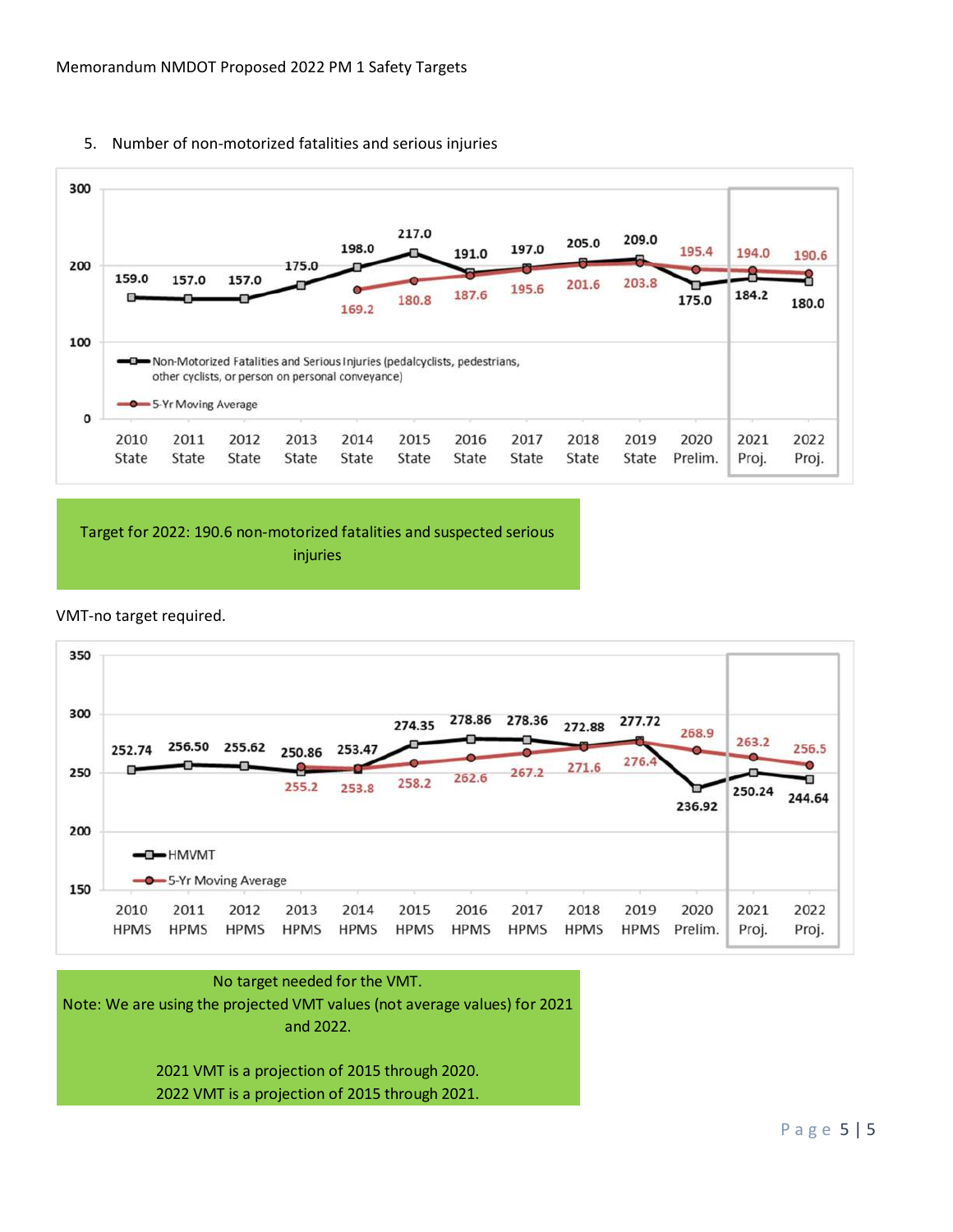5. Number of non-motorized fatalities and serious injuries

300
200
100
0

159.0 157.0 157.0 175.0 198.0 217.0 191.0 197.0 205.0 209.0 175.0 184.2 180.0

169.2 180.8 187.6 195.6 201.6 203.8 195.4 194.0 190.6

Non-Motorized Fatalities and Serious Injuries (pedalcyclists, pedestrians, other cyclists, or person on personal conveyance)

5-Yr Moving Average

2010 State, 2011 State, 2012 State, 2013 State, 2014 State, 2015 State, 2016 State, 2017 State, 2018 State, 2019 State, 2020 Prelim., 2021 Proj., 2022 Proj.

Target for 2022: 190.6 non-motorized fatalities and suspected serious injuries

VMT-no target required.

350
300
250
200
150

252.74 256.50 255.62 250.86 253.47 274.35 278.86 278.36 272.88 277.72 236.92 250.24 244.64

255.2 253.8 258.2 262.6 267.2 271.6 276.4 268.9 263.2 256.5

HMVMT

5-Yr Moving Average

2010 HPMS, 2011 HPMS, 2012 HPMS, 2013 HPMS, 2014 HPMS, 2015 HPMS, 2016 HPMS, 2017 HPMS, 2018 HPMS, 2019 HPMS, 2020 Prelim., 2021 Proj., 2022 Proj.

No target needed for the VMT.
Note: We are using the projected VMT values (not average values) for 2021 and 2022.

2021 VMT is a projection of 2015 through 2020.
2022 VMT is a projection of 2015 through 2021.